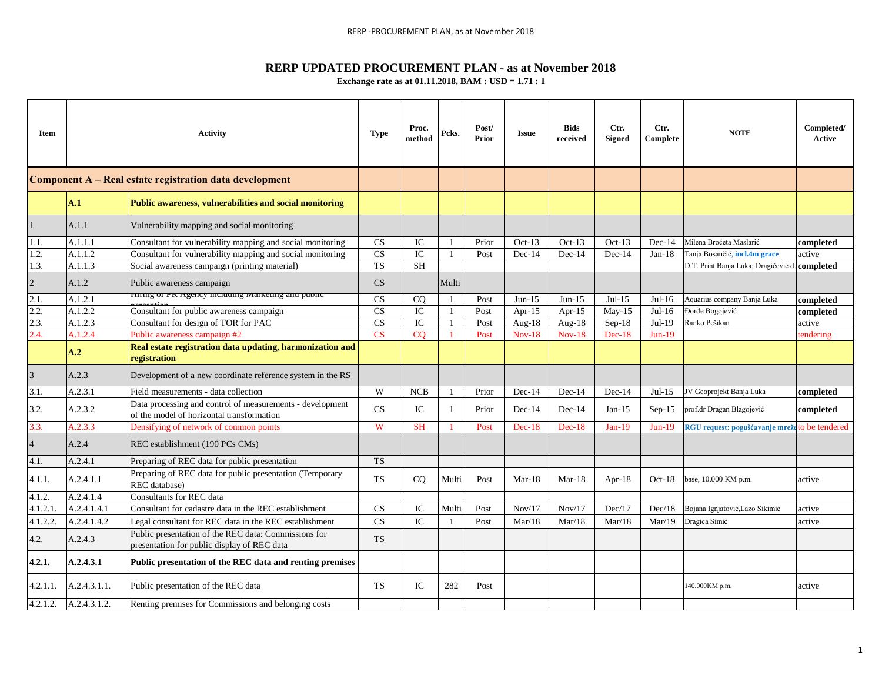# RERP UPDATED PROCUREMENT PLAN - as at November 2018

**Exchange rate as at 01.11.2018, BAM : USD = 1.71 : 1**

| Item | | Activity | Type | Proc. method | Pcks. | Post/ Prior | Issue | Bids received | Ctr. Signed | Ctr. Complete | NOTE | Completed/ Active |
|---|---|---|---|---|---|---|---|---|---|---|---|---|
| **Component A – Real estate registration data development** | | | | | | | | | | | | |
| | **A.1** | **Public awareness, vulnerabilities and social monitoring** | | | | | | | | | | |
| 1 | A.1.1 | Vulnerability mapping and social monitoring | | | | | | | | | | |
| 1.1. | A.1.1.1 | Consultant for vulnerability mapping and social monitoring | CS | IC | 1 | Prior | Oct-13 | Oct-13 | Oct-13 | Dec-14 | Milena Broćeta Maslarić | **completed** |
| 1.2. | A.1.1.2 | Consultant for vulnerability mapping and social monitoring | CS | IC | 1 | Post | Dec-14 | Dec-14 | Dec-14 | Jan-18 | Tanja Bosančić, **incl.4m grace** | active |
| 1.3. | A.1.1.3 | Social awareness campaign (printing material) | TS | SH | | | | | | | D.T. Print Banja Luka; Dragičević d. | **completed** |
| 2 | A.1.2 | Public awareness campaign | CS | | Multi | | | | | | | |
| 2.1. | A.1.2.1 | Hiring of PR Agency including Marketing and public perception | CS | CQ | 1 | Post | Jun-15 | Jun-15 | Jul-15 | Jul-16 | Aquarius company Banja Luka | **completed** |
| 2.2. | A.1.2.2 | Consultant for public awareness campaign | CS | IC | 1 | Post | Apr-15 | Apr-15 | May-15 | Jul-16 | Đorđe Bogojević | **completed** |
| 2.3. | A.1.2.3 | Consultant for design of TOR for PAC | CS | IC | 1 | Post | Aug-18 | Aug-18 | Sep-18 | Jul-19 | Ranko Pešikan | active |
| 2.4. | A.1.2.4 | Public awareness campaign #2 | CS | CQ | 1 | Post | Nov-18 | Nov-18 | Dec-18 | Jun-19 | | tendering |
| | **A.2** | **Real estate registration data updating, harmonization and registration** | | | | | | | | | | |
| 3 | A.2.3 | Development of a new coordinate reference system in the RS | | | | | | | | | | |
| 3.1. | A.2.3.1 | Field measurements - data collection | W | NCB | 1 | Prior | Dec-14 | Dec-14 | Dec-14 | Jul-15 | JV Geoprojekt Banja Luka | **completed** |
| 3.2. | A.2.3.2 | Data processing and control of measurements - development of the model of horizontal transformation | CS | IC | 1 | Prior | Dec-14 | Dec-14 | Jan-15 | Sep-15 | prof.dr Dragan Blagojević | **completed** |
| 3.3. | A.2.3.3 | Densifying of network of common points | W | SH | 1 | Post | Dec-18 | Dec-18 | Jan-19 | Jun-19 | **RGU request: pogušćavanje mreže** | to be tendered |
| 4 | A.2.4 | REC establishment (190 PCs CMs) | | | | | | | | | | |
| 4.1. | A.2.4.1 | Preparing of REC data for public presentation | TS | | | | | | | | | |
| 4.1.1. | A.2.4.1.1 | Preparing of REC data for public presentation (Temporary REC database) | TS | CQ | Multi | Post | Mar-18 | Mar-18 | Apr-18 | Oct-18 | base, 10.000 KM p.m. | active |
| 4.1.2. | A.2.4.1.4 | Consultants for REC data | | | | | | | | | | |
| 4.1.2.1. | A.2.4.1.4.1 | Consultant for cadastre data in the REC establishment | CS | IC | Multi | Post | Nov/17 | Nov/17 | Dec/17 | Dec/18 | Bojana Ignjatović,Lazo Sikimić | active |
| 4.1.2.2. | A.2.4.1.4.2 | Legal consultant for REC data in the REC establishment | CS | IC | 1 | Post | Mar/18 | Mar/18 | Mar/18 | Mar/19 | Dragica Simić | active |
| 4.2. | A.2.4.3 | Public presentation of the REC data: Commissions for presentation for public display of REC data | TS | | | | | | | | | |
| **4.2.1.** | **A.2.4.3.1** | **Public presentation of the REC data and renting premises** | | | | | | | | | | |
| 4.2.1.1. | A.2.4.3.1.1. | Public presentation of the REC data | TS | IC | 282 | Post | | | | | 140.000KM p.m. | active |
| 4.2.1.2. | A.2.4.3.1.2. | Renting premises for Commissions and belonging costs | | | | | | | | | | |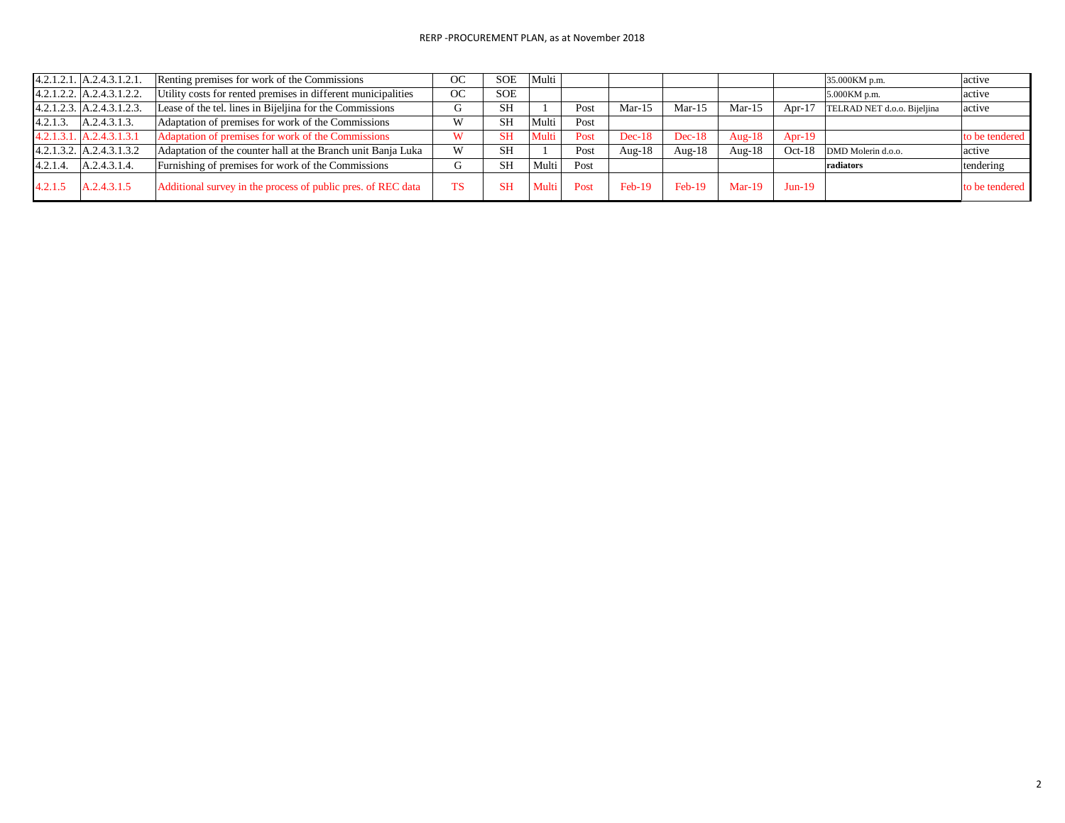| | | | | | | | | | | | | |
|---|---|---|---|---|---|---|---|---|---|---|---|---|
| 4.2.1.2.1. | A.2.4.3.1.2.1. | Renting premises for work of the Commissions | OC | SOE | Multi | | | | | | 35.000KM p.m. | active |
| 4.2.1.2.2. | A.2.4.3.1.2.2. | Utility costs for rented premises in different municipalities | OC | SOE | | | | | | | 5.000KM p.m. | active |
| 4.2.1.2.3. | A.2.4.3.1.2.3. | Lease of the tel. lines in Bijeljina for the Commissions | G | SH | 1 | Post | Mar-15 | Mar-15 | Mar-15 | Apr-17 | TELRAD NET d.o.o. Bijeljina | active |
| 4.2.1.3. | A.2.4.3.1.3. | Adaptation of premises for work of the Commissions | W | SH | Multi | Post | | | | | | |
| 4.2.1.3.1. | A.2.4.3.1.3.1 | Adaptation of premises for work of the Commissions | W | SH | Multi | Post | Dec-18 | Dec-18 | Aug-18 | Apr-19 | | to be tendered |
| 4.2.1.3.2. | A.2.4.3.1.3.2 | Adaptation of the counter hall at the Branch unit Banja Luka | W | SH | 1 | Post | Aug-18 | Aug-18 | Aug-18 | Oct-18 | DMD Molerin d.o.o. | active |
| 4.2.1.4. | A.2.4.3.1.4. | Furnishing of premises for work of the Commissions | G | SH | Multi | Post | | | | | **radiators** | tendering |
| 4.2.1.5 | A.2.4.3.1.5 | Additional survey in the process of public pres. of REC data | TS | SH | Multi | Post | Feb-19 | Feb-19 | Mar-19 | Jun-19 | | to be tendered |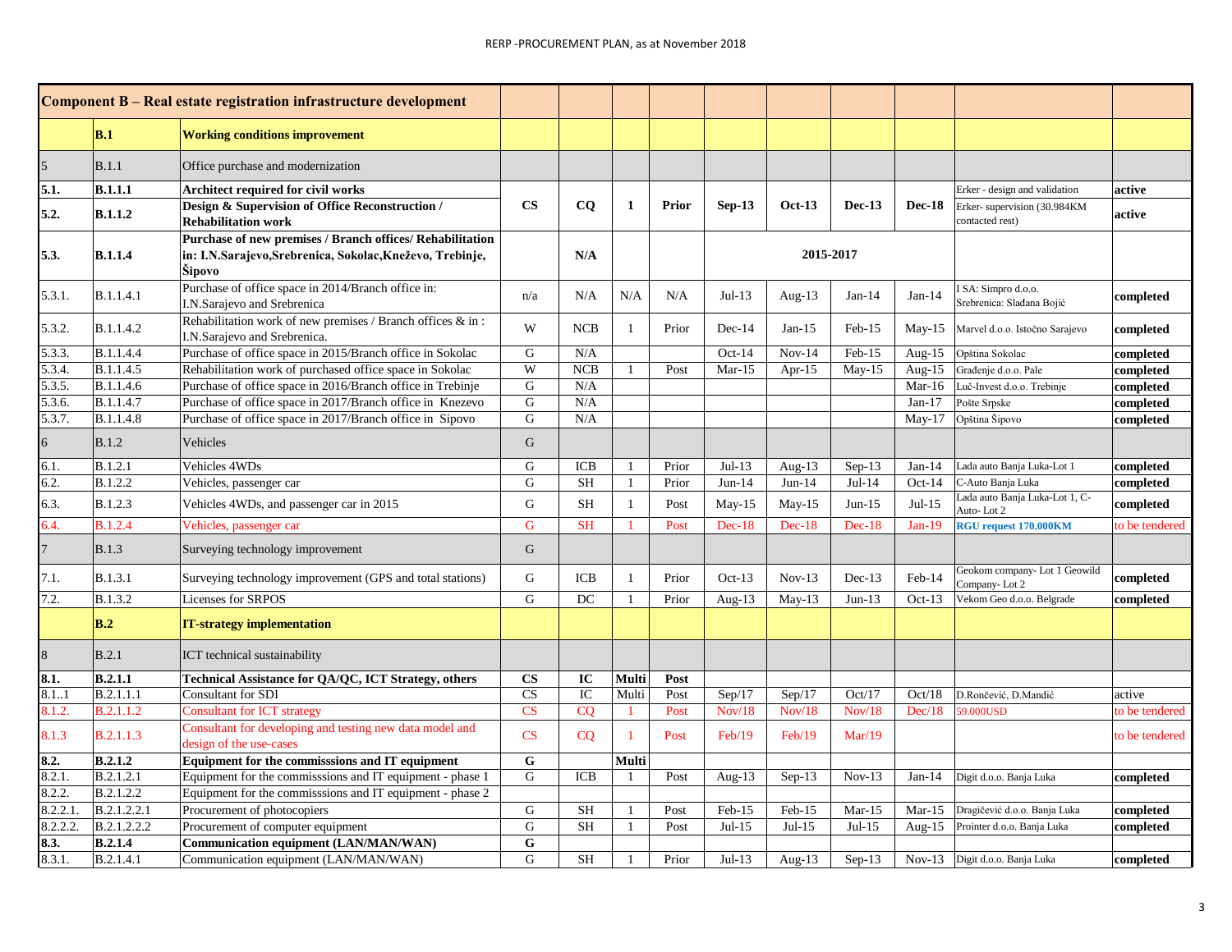| | | | | | | | | | | | |
|---|---|---|---|---|---|---|---|---|---|---|---|
| **Component B – Real estate registration infrastructure development** | | | | | | | | | | | |
| | **B.1** | **Working conditions improvement** | | | | | | | | | |
| 5 | B.1.1 | Office purchase and modernization | | | | | | | | | |
| **5.1.** | **B.1.1.1** | **Architect required for civil works** | **CS** | **CQ** | **1** | **Prior** | **Sep-13** | **Oct-13** | **Dec-13** | **Dec-18** | Erker - design and validation | **active** |
| **5.2.** | **B.1.1.2** | **Design & Supervision of Office Reconstruction / Rehabilitation work** | | | | | | | | | Erker- supervision (30.984KM contacted rest) | **active** |
| **5.3.** | **B.1.1.4** | **Purchase of new premises / Branch offices/ Rehabilitation in: I.N.Sarajevo,Srebrenica, Sokolac,Kneževo, Trebinje, Šipovo** | | **N/A** | | | **2015-2017** | | | | | |
| 5.3.1. | B.1.1.4.1 | Purchase of office space in 2014/Branch office in: I.N.Sarajevo and Srebrenica | n/a | N/A | N/A | N/A | Jul-13 | Aug-13 | Jan-14 | Jan-14 | I SA: Simpro d.o.o. Srebrenica: Slađana Bojić | **completed** |
| 5.3.2. | B.1.1.4.2 | Rehabilitation work of new premises / Branch offices & in : I.N.Sarajevo and Srebrenica. | W | NCB | 1 | Prior | Dec-14 | Jan-15 | Feb-15 | May-15 | Marvel d.o.o. Istočno Sarajevo | **completed** |
| 5.3.3. | B.1.1.4.4 | Purchase of office space in 2015/Branch office in Sokolac | G | N/A | | | Oct-14 | Nov-14 | Feb-15 | Aug-15 | Opština Sokolac | **completed** |
| 5.3.4. | B.1.1.4.5 | Rehabilitation work of purchased office space in Sokolac | W | NCB | 1 | Post | Mar-15 | Apr-15 | May-15 | Aug-15 | Građenje d.o.o. Pale | **completed** |
| 5.3.5. | B.1.1.4.6 | Purchase of office space in 2016/Branch office in Trebinje | G | N/A | | | | | | Mar-16 | Luč-Invest d.o.o. Trebinje | **completed** |
| 5.3.6. | B.1.1.4.7 | Purchase of office space in 2017/Branch office in Knezevo | G | N/A | | | | | | Jan-17 | Pošte Srpske | **completed** |
| 5.3.7. | B.1.1.4.8 | Purchase of office space in 2017/Branch office in Sipovo | G | N/A | | | | | | May-17 | Opština Šipovo | **completed** |
| 6 | B.1.2 | Vehicles | G | | | | | | | | | |
| 6.1. | B.1.2.1 | Vehicles 4WDs | G | ICB | 1 | Prior | Jul-13 | Aug-13 | Sep-13 | Jan-14 | Lada auto Banja Luka-Lot 1 | **completed** |
| 6.2. | B.1.2.2 | Vehicles, passenger car | G | SH | 1 | Prior | Jun-14 | Jun-14 | Jul-14 | Oct-14 | C-Auto Banja Luka | **completed** |
| 6.3. | B.1.2.3 | Vehicles 4WDs, and passenger car in 2015 | G | SH | 1 | Post | May-15 | May-15 | Jun-15 | Jul-15 | Lada auto Banja Luka-Lot 1, C-Auto- Lot 2 | **completed** |
| 6.4. | B.1.2.4 | Vehicles, passenger car | G | SH | 1 | Post | Dec-18 | Dec-18 | Dec-18 | Jan-19 | **RGU request 170.000KM** | to be tendered |
| 7 | B.1.3 | Surveying technology improvement | G | | | | | | | | | |
| 7.1. | B.1.3.1 | Surveying technology improvement (GPS and total stations) | G | ICB | 1 | Prior | Oct-13 | Nov-13 | Dec-13 | Feb-14 | Geokom company- Lot 1 Geowild Company- Lot 2 | **completed** |
| 7.2. | B.1.3.2 | Licenses for SRPOS | G | DC | 1 | Prior | Aug-13 | May-13 | Jun-13 | Oct-13 | Vekom Geo d.o.o. Belgrade | **completed** |
| | **B.2** | **IT-strategy implementation** | | | | | | | | | | |
| 8 | B.2.1 | ICT technical sustainability | | | | | | | | | | |
| **8.1.** | **B.2.1.1** | **Technical Assistance for QA/QC, ICT Strategy, others** | **CS** | **IC** | **Multi** | **Post** | | | | | | |
| 8.1..1 | B.2.1.1.1 | Consultant for SDI | CS | IC | Multi | Post | Sep/17 | Sep/17 | Oct/17 | Oct/18 | D.Rončević, D.Mandić | active |
| 8.1.2. | B.2.1.1.2 | Consultant for ICT strategy | CS | CQ | 1 | Post | Nov/18 | Nov/18 | Nov/18 | Dec/18 | 59.000USD | to be tendered |
| 8.1.3 | B.2.1.1.3 | Consultant for developing and testing new data model and design of the use-cases | CS | CQ | 1 | Post | Feb/19 | Feb/19 | Mar/19 | | | to be tendered |
| **8.2.** | **B.2.1.2** | **Equipment for the commisssions and IT equipment** | **G** | | **Multi** | | | | | | | |
| 8.2.1. | B.2.1.2.1 | Equipment for the commisssions and IT equipment - phase 1 | G | ICB | 1 | Post | Aug-13 | Sep-13 | Nov-13 | Jan-14 | Digit d.o.o. Banja Luka | **completed** |
| 8.2.2. | B.2.1.2.2 | Equipment for the commisssions and IT equipment - phase 2 | | | | | | | | | | |
| 8.2.2.1. | B.2.1.2.2.1 | Procurement of photocopiers | G | SH | 1 | Post | Feb-15 | Feb-15 | Mar-15 | Mar-15 | Dragičević d.o.o. Banja Luka | **completed** |
| 8.2.2.2. | B.2.1.2.2.2 | Procurement of computer equipment | G | SH | 1 | Post | Jul-15 | Jul-15 | Jul-15 | Aug-15 | Prointer d.o.o. Banja Luka | **completed** |
| **8.3.** | **B.2.1.4** | **Communication equipment (LAN/MAN/WAN)** | **G** | | | | | | | | | |
| 8.3.1. | B.2.1.4.1 | Communication equipment (LAN/MAN/WAN) | G | SH | 1 | Prior | Jul-13 | Aug-13 | Sep-13 | Nov-13 | Digit d.o.o. Banja Luka | **completed** |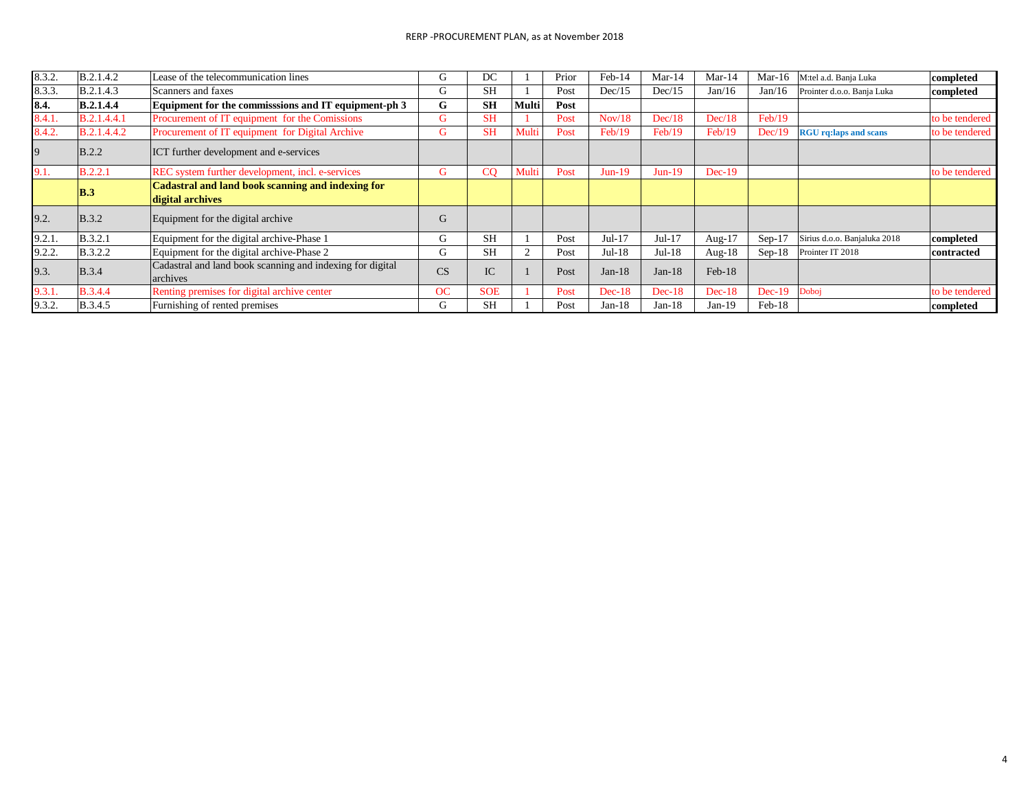RERP -PROCUREMENT PLAN, as at November 2018

| | | | | | | | | | | | | |
|---|---|---|---|---|---|---|---|---|---|---|---|---|
| 8.3.2. | B.2.1.4.2 | Lease of the telecommunication lines | G | DC | 1 | Prior | Feb-14 | Mar-14 | Mar-14 | Mar-16 | M:tel a.d. Banja Luka | **completed** |
| 8.3.3. | B.2.1.4.3 | Scanners and faxes | G | SH | 1 | Post | Dec/15 | Dec/15 | Jan/16 | Jan/16 | Prointer d.o.o. Banja Luka | **completed** |
| **8.4.** | **B.2.1.4.4** | **Equipment for the commisssions and IT equipment-ph 3** | **G** | **SH** | **Multi** | **Post** | | | | | | |
| 8.4.1. | B.2.1.4.4.1 | Procurement of IT equipment for the Comissions | G | SH | 1 | Post | Nov/18 | Dec/18 | Dec/18 | Feb/19 | | to be tendered |
| 8.4.2. | B.2.1.4.4.2 | Procurement of IT equipment for Digital Archive | G | SH | Multi | Post | Feb/19 | Feb/19 | Feb/19 | Dec/19 | **RGU rq:laps and scans** | to be tendered |
| 9 | B.2.2 | ICT further development and e-services | | | | | | | | | | |
| 9.1. | B.2.2.1 | REC system further development, incl. e-services | G | CQ | Multi | Post | Jun-19 | Jun-19 | Dec-19 | | | to be tendered |
| | **B.3** | **Cadastral and land book scanning and indexing for digital archives** | | | | | | | | | | |
| 9.2. | B.3.2 | Equipment for the digital archive | G | | | | | | | | | |
| 9.2.1. | B.3.2.1 | Equipment for the digital archive-Phase 1 | G | SH | 1 | Post | Jul-17 | Jul-17 | Aug-17 | Sep-17 | Sirius d.o.o. Banjaluka 2018 | **completed** |
| 9.2.2. | B.3.2.2 | Equipment for the digital archive-Phase 2 | G | SH | 2 | Post | Jul-18 | Jul-18 | Aug-18 | Sep-18 | Prointer IT 2018 | **contracted** |
| 9.3. | B.3.4 | Cadastral and land book scanning and indexing for digital archives | CS | IC | 1 | Post | Jan-18 | Jan-18 | Feb-18 | | | |
| 9.3.1. | B.3.4.4 | Renting premises for digital archive center | OC | SOE | 1 | Post | Dec-18 | Dec-18 | Dec-18 | Dec-19 | Doboj | to be tendered |
| 9.3.2. | B.3.4.5 | Furnishing of rented premises | G | SH | 1 | Post | Jan-18 | Jan-18 | Jan-19 | Feb-18 | | **completed** |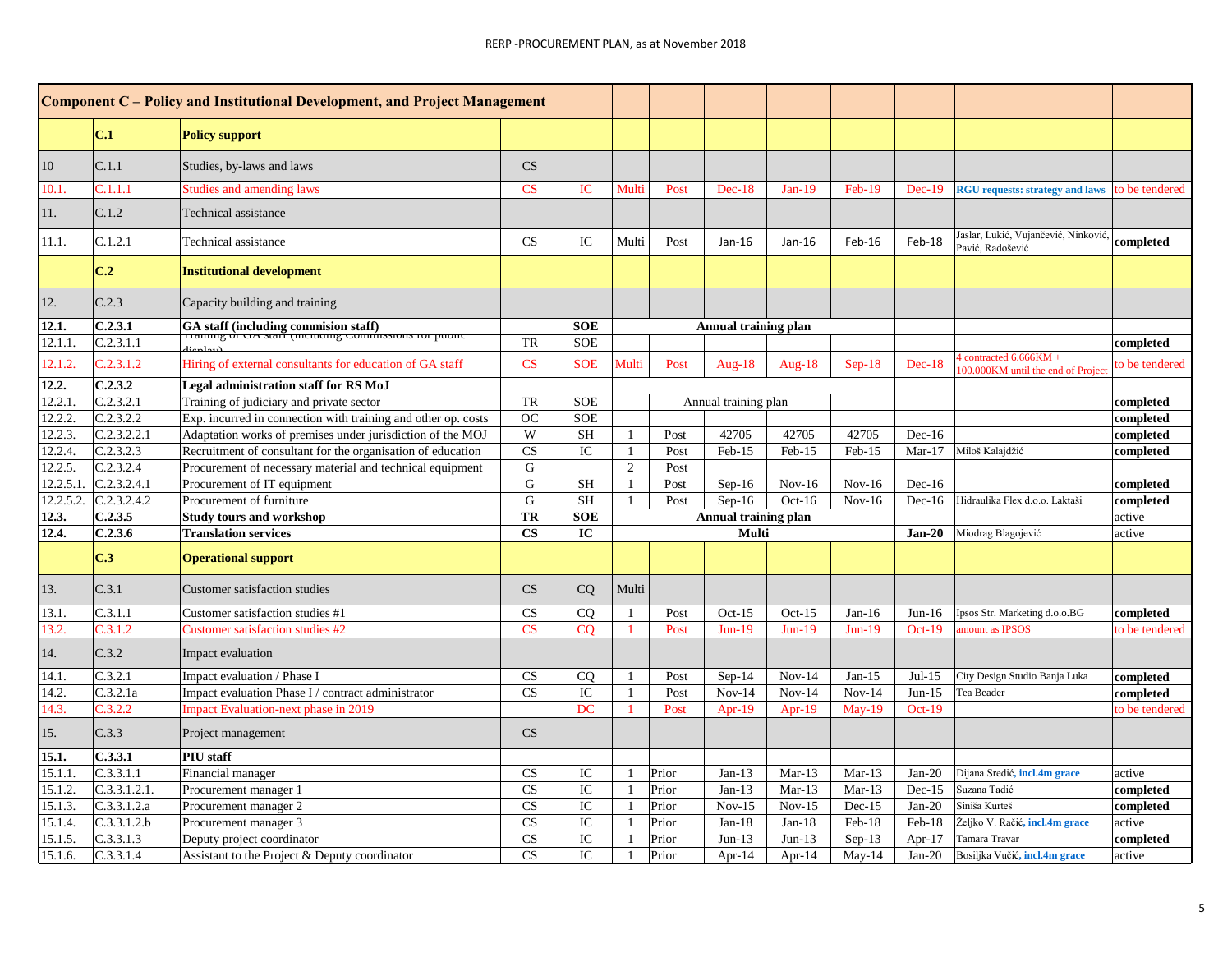RERP -PROCUREMENT PLAN, as at November 2018

| | | | | | | | | | | | | |
|---|---|---|---|---|---|---|---|---|---|---|---|---|
| **Component C – Policy and Institutional Development, and Project Management** | | | | | | | | | | | | |
| | **C.1** | **Policy support** | | | | | | | | | | |
| 10 | C.1.1 | Studies, by-laws and laws | CS | | | | | | | | | |
| 10.1. | C.1.1.1 | Studies and amending laws | CS | IC | Multi | Post | Dec-18 | Jan-19 | Feb-19 | Dec-19 | **RGU requests: strategy and laws** | to be tendered |
| 11. | C.1.2 | Technical assistance | | | | | | | | | | |
| 11.1. | C.1.2.1 | Technical assistance | CS | IC | Multi | Post | Jan-16 | Jan-16 | Feb-16 | Feb-18 | Jaslar, Lukić, Vujančević, Ninković, Pavić, Radošević | **completed** |
| | **C.2** | **Institutional development** | | | | | | | | | | |
| 12. | C.2.3 | Capacity building and training | | | | | | | | | | |
| **12.1.** | **C.2.3.1** | **GA staff (including commision staff)** | | **SOE** | **Annual training plan** | | | | | | | |
| 12.1.1. | C.2.3.1.1 | Training of GA staff (including Commissions for public display) | TR | SOE | | | | | | | | **completed** |
| 12.1.2. | C.2.3.1.2 | Hiring of external consultants for education of GA staff | CS | SOE | Multi | Post | Aug-18 | Aug-18 | Sep-18 | Dec-18 | 4 contracted 6.666KM + 100.000KM until the end of Project | to be tendered |
| **12.2.** | **C.2.3.2** | **Legal administration staff for RS MoJ** | | | | | | | | | | |
| 12.2.1. | C.2.3.2.1 | Training of judiciary and private sector | TR | SOE | | Annual training plan | | | | | | **completed** |
| 12.2.2. | C.2.3.2.2 | Exp. incurred in connection with training and other op. costs | OC | SOE | | | | | | | | **completed** |
| 12.2.3. | C.2.3.2.2.1 | Adaptation works of premises under jurisdiction of the MOJ | W | SH | 1 | Post | 42705 | 42705 | 42705 | Dec-16 | | **completed** |
| 12.2.4. | C.2.3.2.3 | Recruitment of consultant for the organisation of education | CS | IC | 1 | Post | Feb-15 | Feb-15 | Feb-15 | Mar-17 | Miloš Kalajdžić | **completed** |
| 12.2.5. | C.2.3.2.4 | Procurement of necessary material and technical equipment | G | | 2 | Post | | | | | | |
| 12.2.5.1. | C.2.3.2.4.1 | Procurement of IT equipment | G | SH | 1 | Post | Sep-16 | Nov-16 | Nov-16 | Dec-16 | | **completed** |
| 12.2.5.2. | C.2.3.2.4.2 | Procurement of furniture | G | SH | 1 | Post | Sep-16 | Oct-16 | Nov-16 | Dec-16 | Hidraulika Flex d.o.o. Laktaši | **completed** |
| **12.3.** | **C.2.3.5** | **Study tours and workshop** | **TR** | **SOE** | **Annual training plan** | | | | | | | active |
| **12.4.** | **C.2.3.6** | **Translation services** | **CS** | **IC** | **Multi** | | | | | **Jan-20** | Miodrag Blagojević | active |
| | **C.3** | **Operational support** | | | | | | | | | | |
| 13. | C.3.1 | Customer satisfaction studies | CS | CQ | Multi | | | | | | | |
| 13.1. | C.3.1.1 | Customer satisfaction studies #1 | CS | CQ | 1 | Post | Oct-15 | Oct-15 | Jan-16 | Jun-16 | Ipsos Str. Marketing d.o.o.BG | **completed** |
| 13.2. | C.3.1.2 | Customer satisfaction studies #2 | CS | CQ | 1 | Post | Jun-19 | Jun-19 | Jun-19 | Oct-19 | amount as IPSOS | to be tendered |
| 14. | C.3.2 | Impact evaluation | | | | | | | | | | |
| 14.1. | C.3.2.1 | Impact evaluation / Phase I | CS | CQ | 1 | Post | Sep-14 | Nov-14 | Jan-15 | Jul-15 | City Design Studio Banja Luka | **completed** |
| 14.2. | C.3.2.1a | Impact evaluation Phase I / contract administrator | CS | IC | 1 | Post | Nov-14 | Nov-14 | Nov-14 | Jun-15 | Tea Beader | **completed** |
| 14.3. | C.3.2.2 | Impact Evaluation-next phase in 2019 | | DC | 1 | Post | Apr-19 | Apr-19 | May-19 | Oct-19 | | to be tendered |
| 15. | C.3.3 | Project management | CS | | | | | | | | | |
| **15.1.** | **C.3.3.1** | **PIU staff** | | | | | | | | | | |
| 15.1.1. | C.3.3.1.1 | Financial manager | CS | IC | 1 | Prior | Jan-13 | Mar-13 | Mar-13 | Jan-20 | Dijana Sredić, **incl.4m grace** | active |
| 15.1.2. | C.3.3.1.2.1. | Procurement manager 1 | CS | IC | 1 | Prior | Jan-13 | Mar-13 | Mar-13 | Dec-15 | Suzana Tadić | **completed** |
| 15.1.3. | C.3.3.1.2.a | Procurement manager 2 | CS | IC | 1 | Prior | Nov-15 | Nov-15 | Dec-15 | Jan-20 | Siniša Kurteš | **completed** |
| 15.1.4. | C.3.3.1.2.b | Procurement manager 3 | CS | IC | 1 | Prior | Jan-18 | Jan-18 | Feb-18 | Feb-18 | Željko V. Račić, **incl.4m grace** | active |
| 15.1.5. | C.3.3.1.3 | Deputy project coordinator | CS | IC | 1 | Prior | Jun-13 | Jun-13 | Sep-13 | Apr-17 | Tamara Travar | **completed** |
| 15.1.6. | C.3.3.1.4 | Assistant to the Project & Deputy coordinator | CS | IC | 1 | Prior | Apr-14 | Apr-14 | May-14 | Jan-20 | Bosiljka Vučić, **incl.4m grace** | active |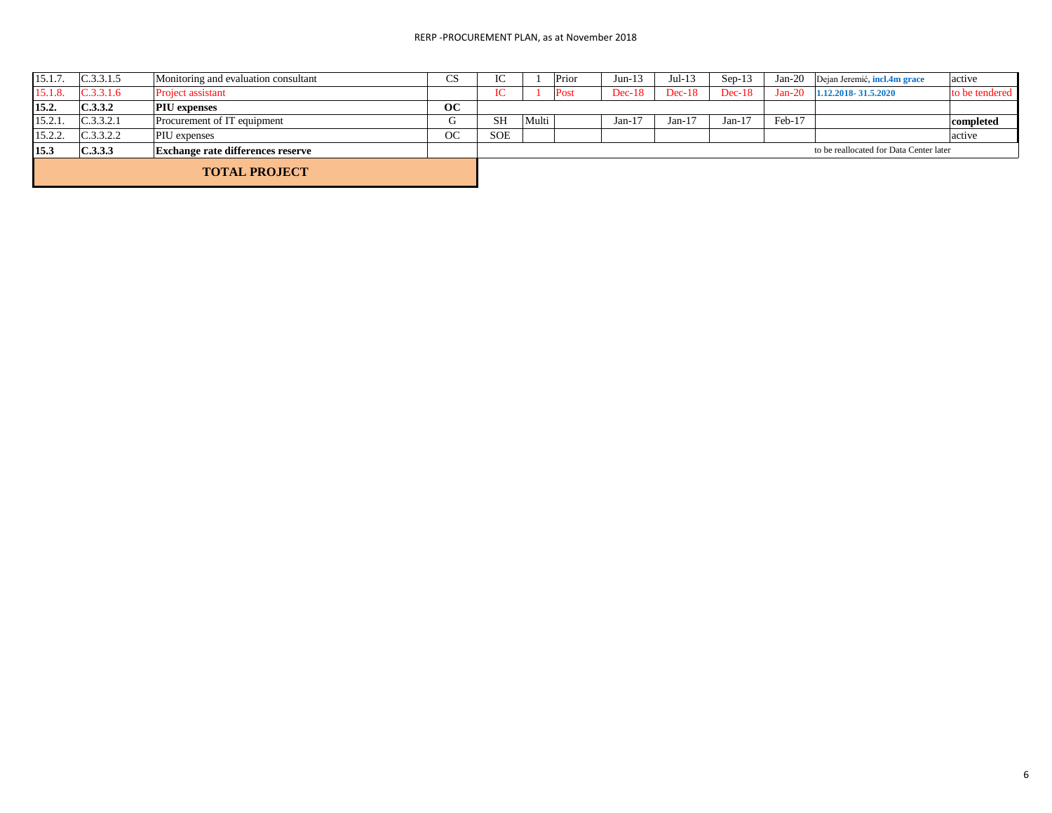RERP -PROCUREMENT PLAN, as at November 2018

| | | | | | | | | | | | | | |
|---|---|---|---|---|---|---|---|---|---|---|---|---|---|
| 15.1.7. | C.3.3.1.5 | Monitoring and evaluation consultant | CS | IC | 1 | Prior | Jun-13 | Jul-13 | Sep-13 | Jan-20 | Dejan Jeremić, **incl.4m grace** | active |
| 15.1.8. | C.3.3.1.6 | Project assistant | | IC | 1 | Post | Dec-18 | Dec-18 | Dec-18 | Jan-20 | **1.12.2018- 31.5.2020** | to be tendered |
| **15.2.** | **C.3.3.2** | **PIU expenses** | **OC** | | | | | | | | | |
| 15.2.1. | C.3.3.2.1 | Procurement of IT equipment | G | SH | Multi | | Jan-17 | Jan-17 | Jan-17 | Feb-17 | | **completed** |
| 15.2.2. | C.3.3.2.2 | PIU expenses | OC | SOE | | | | | | | | active |
| **15.3** | **C.3.3.3** | **Exchange rate differences reserve** | | | | | | | | | to be reallocated for Data Center later | |
| **TOTAL PROJECT** | | | | | | | | | | | | |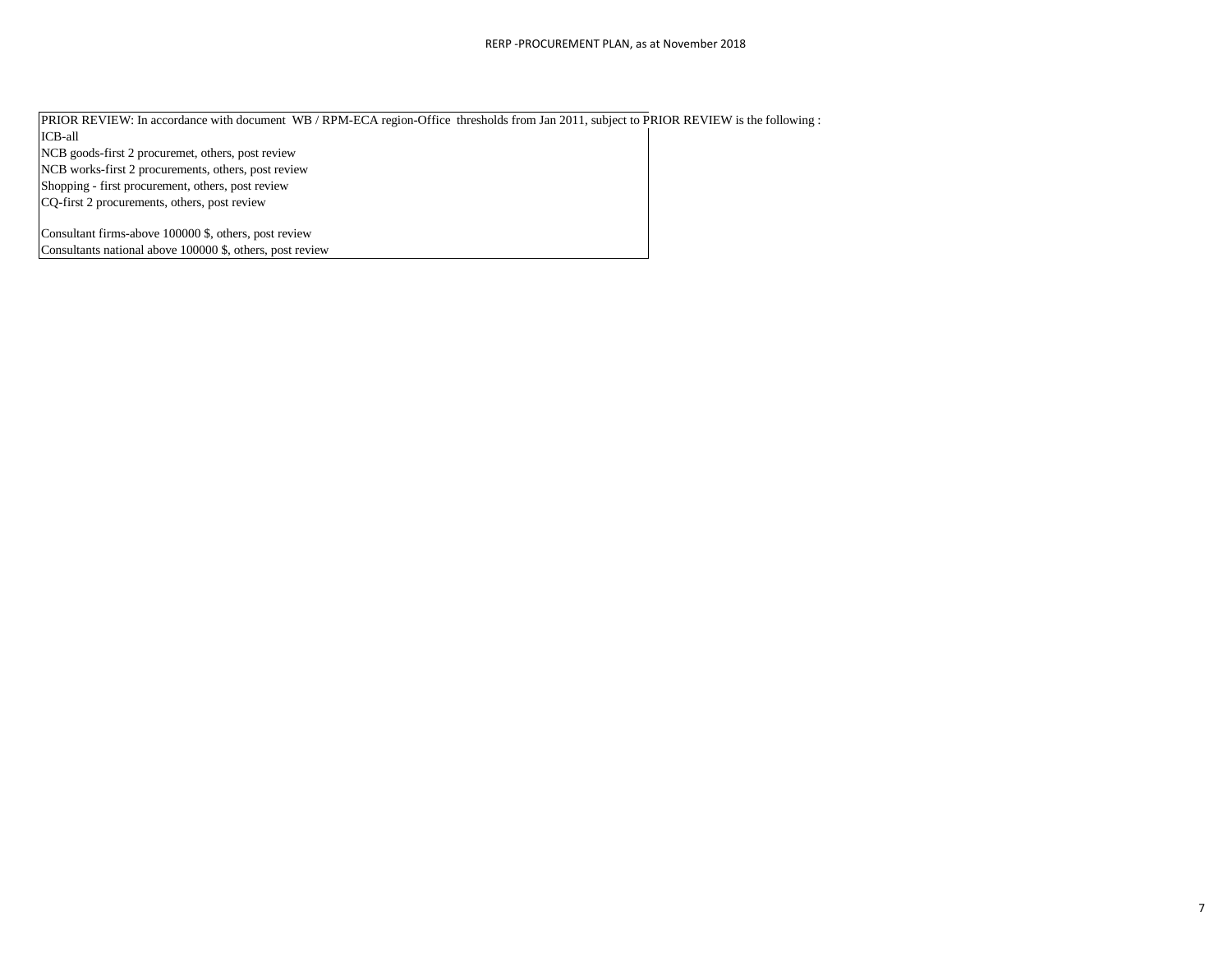PRIOR REVIEW: In accordance with document WB / RPM-ECA region-Office thresholds from Jan 2011, subject to PRIOR REVIEW is the following :

ICB-all

NCB goods-first 2 procuremet, others, post review

NCB works-first 2 procurements, others, post review

Shopping - first procurement, others, post review

CQ-first 2 procurements, others, post review

Consultant firms-above 100000 $, others, post review

Consultants national above 100000 $, others, post review